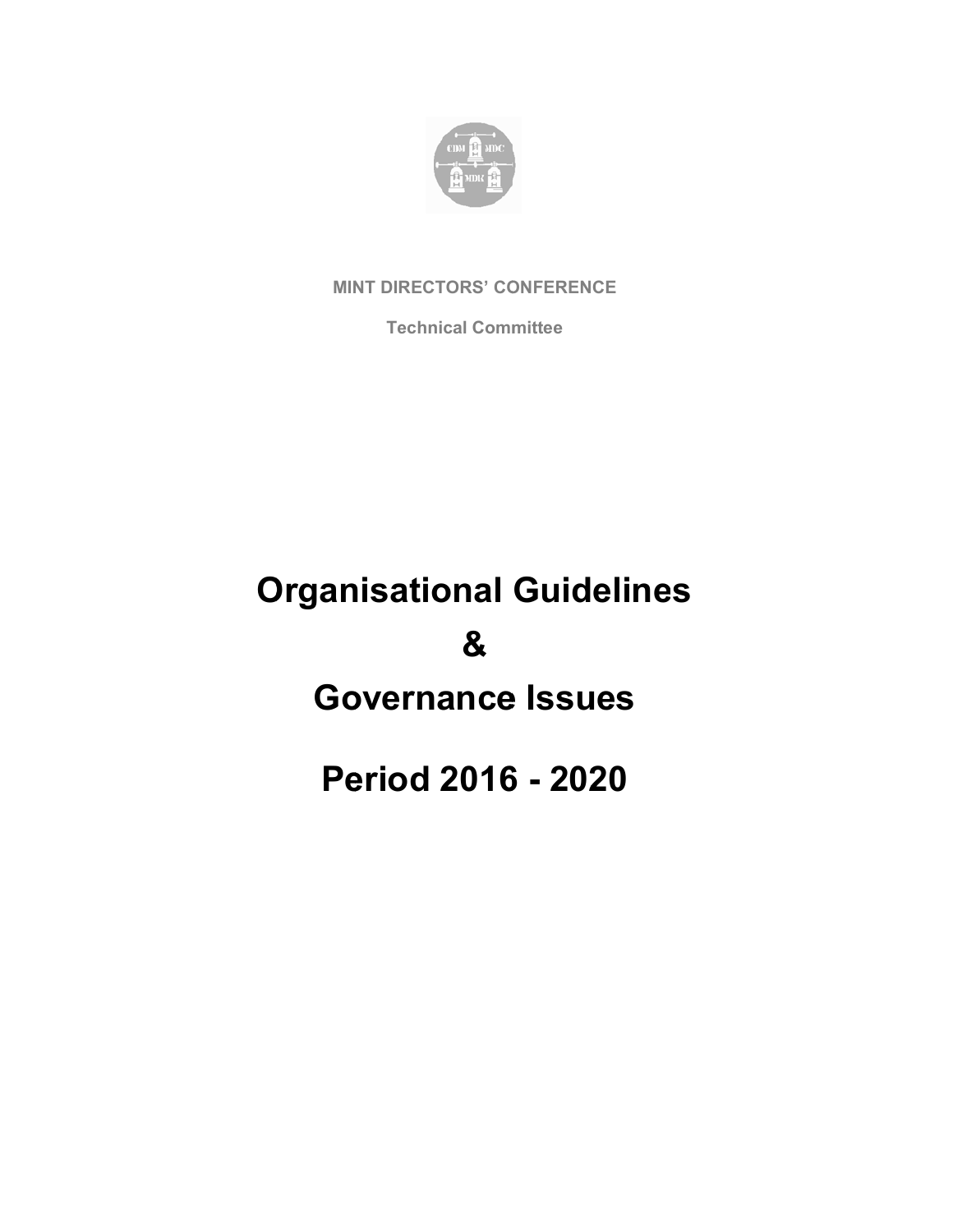**MINT DIRECTORS' CONFERENCE**

**Technical Committee**

# Organisational Guidelines

# &

# Governance Issues

# Period 2016 - 2020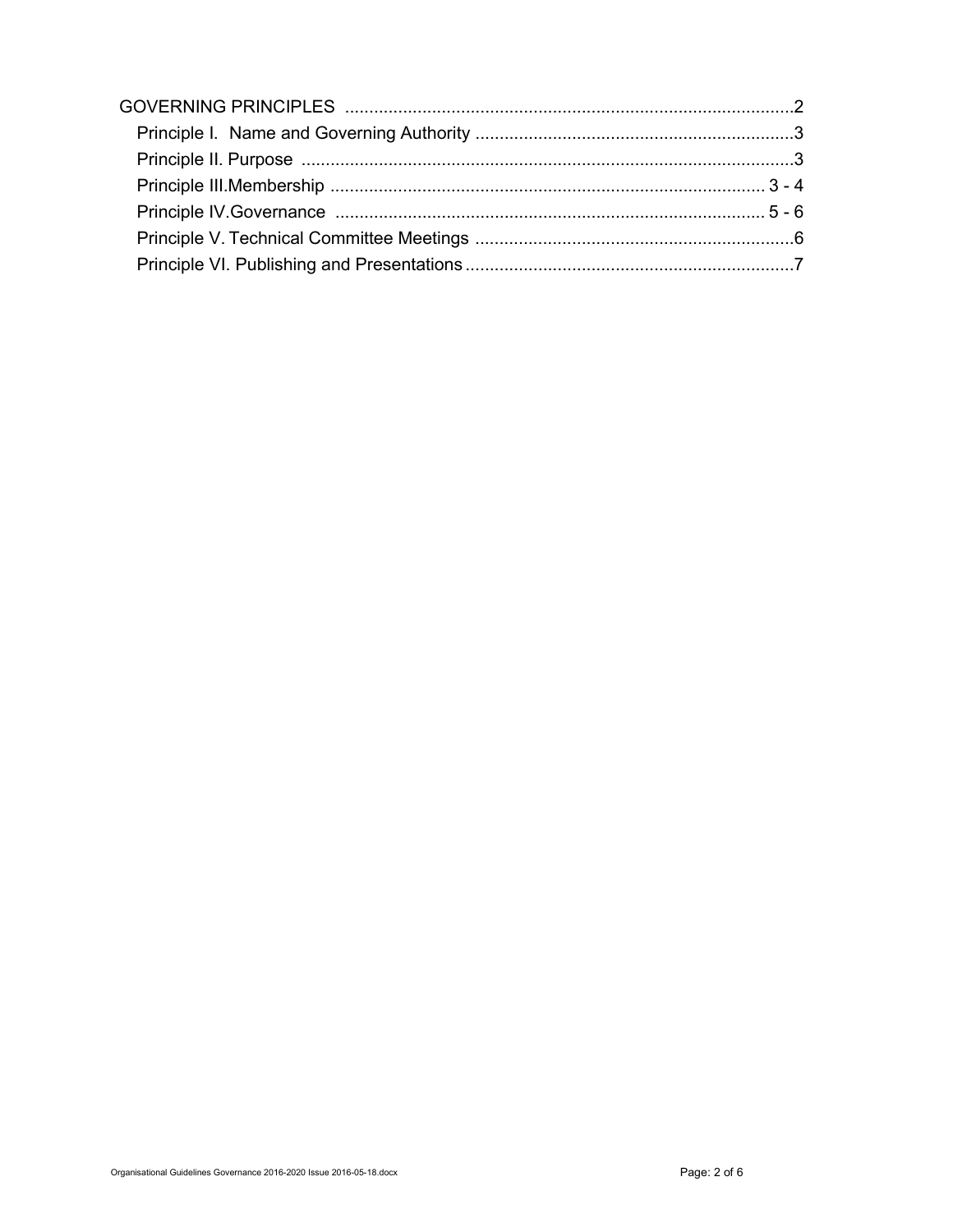GOVERNING PRINCIPLES .......................................................................................2

- Principle I. Name and Governing Authority ..............................................................3
- Principle II. Purpose ......................................................................................................3
- Principle III.Membership ......................................................................................... 3 - 4
- Principle IV.Governance ......................................................................................... 5 - 6
- Principle V. Technical Committee Meetings ..................................................................6
- Principle VI. Publishing and Presentations....................................................................7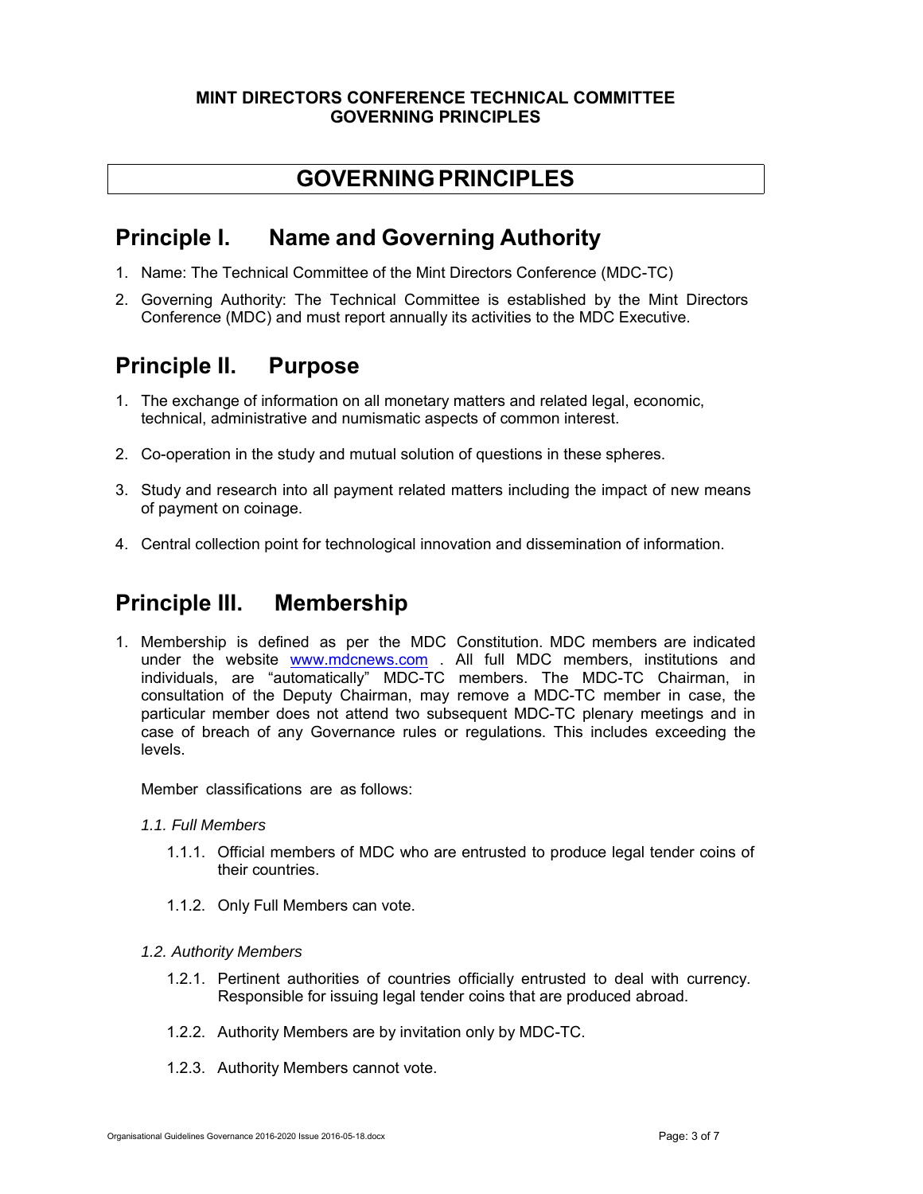# GOVERNING PRINCIPLES

## Principle I. Name and Governing Authority

1. Name: The Technical Committee of the Mint Directors Conference (MDC-TC)
2. Governing Authority: The Technical Committee is established by the Mint Directors Conference (MDC) and must report annually its activities to the MDC Executive.

## Principle II. Purpose

1. The exchange of information on all monetary matters and related legal, economic, technical, administrative and numismatic aspects of common interest.
2. Co-operation in the study and mutual solution of questions in these spheres.
3. Study and research into all payment related matters including the impact of new means of payment on coinage.
4. Central collection point for technological innovation and dissemination of information.

## Principle III. Membership

1. Membership is defined as per the MDC Constitution. MDC members are indicated under the website www.mdcnews.com . All full MDC members, institutions and individuals, are "automatically" MDC-TC members. The MDC-TC Chairman, in consultation of the Deputy Chairman, may remove a MDC-TC member in case, the particular member does not attend two subsequent MDC-TC plenary meetings and in case of breach of any Governance rules or regulations. This includes exceeding the levels.

   Member classifications are as follows:

   *1.1. Full Members*

   1.1.1. Official members of MDC who are entrusted to produce legal tender coins of their countries.

   1.1.2. Only Full Members can vote.

   *1.2. Authority Members*

   1.2.1. Pertinent authorities of countries officially entrusted to deal with currency. Responsible for issuing legal tender coins that are produced abroad.

   1.2.2. Authority Members are by invitation only by MDC-TC.

   1.2.3. Authority Members cannot vote.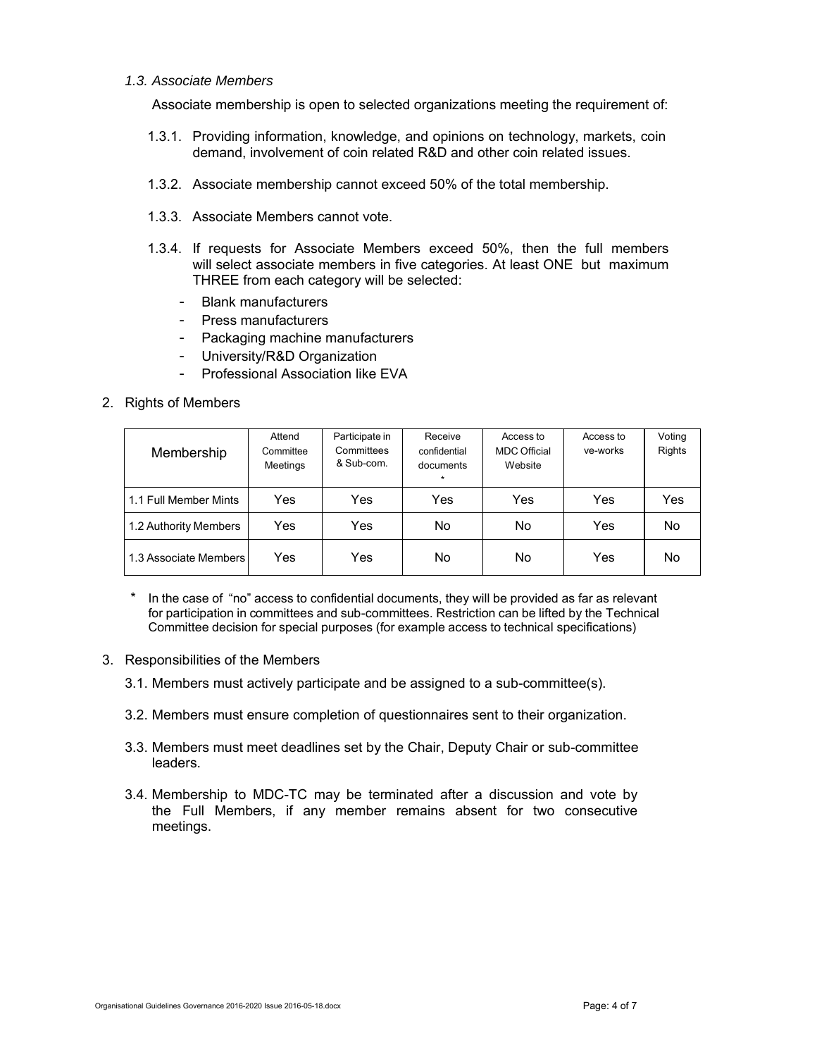*1.3. Associate Members*

Associate membership is open to selected organizations meeting the requirement of:

1.3.1. Providing information, knowledge, and opinions on technology, markets, coin demand, involvement of coin related R&D and other coin related issues.

1.3.2. Associate membership cannot exceed 50% of the total membership.

1.3.3. Associate Members cannot vote.

1.3.4. If requests for Associate Members exceed 50%, then the full members will select associate members in five categories. At least ONE but maximum THREE from each category will be selected:

- Blank manufacturers
- Press manufacturers
- Packaging machine manufacturers
- University/R&D Organization
- Professional Association like EVA

2. Rights of Members

| Membership | Attend Committee Meetings | Participate in Committees & Sub-com. | Receive confidential documents * | Access to MDC Official Website | Access to ve-works | Voting Rights |
|---|---|---|---|---|---|---|
| 1.1 Full Member Mints | Yes | Yes | Yes | Yes | Yes | Yes |
| 1.2 Authority Members | Yes | Yes | No | No | Yes | No |
| 1.3 Associate Members | Yes | Yes | No | No | Yes | No |

\* In the case of "no" access to confidential documents, they will be provided as far as relevant for participation in committees and sub-committees. Restriction can be lifted by the Technical Committee decision for special purposes (for example access to technical specifications)

3. Responsibilities of the Members

3.1. Members must actively participate and be assigned to a sub-committee(s).

3.2. Members must ensure completion of questionnaires sent to their organization.

3.3. Members must meet deadlines set by the Chair, Deputy Chair or sub-committee leaders.

3.4. Membership to MDC-TC may be terminated after a discussion and vote by the Full Members, if any member remains absent for two consecutive meetings.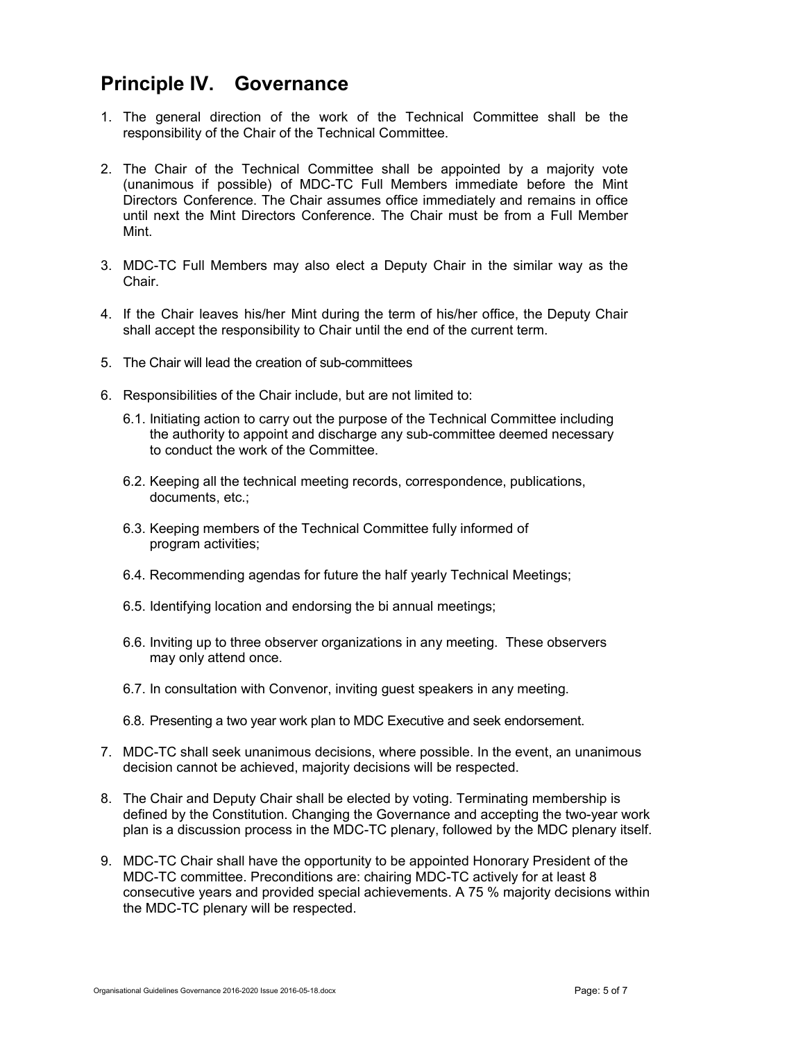# Principle IV. Governance

1. The general direction of the work of the Technical Committee shall be the responsibility of the Chair of the Technical Committee.

2. The Chair of the Technical Committee shall be appointed by a majority vote (unanimous if possible) of MDC-TC Full Members immediate before the Mint Directors Conference. The Chair assumes office immediately and remains in office until next the Mint Directors Conference. The Chair must be from a Full Member Mint.

3. MDC-TC Full Members may also elect a Deputy Chair in the similar way as the Chair.

4. If the Chair leaves his/her Mint during the term of his/her office, the Deputy Chair shall accept the responsibility to Chair until the end of the current term.

5. The Chair will lead the creation of sub-committees

6. Responsibilities of the Chair include, but are not limited to:

   6.1. Initiating action to carry out the purpose of the Technical Committee including the authority to appoint and discharge any sub-committee deemed necessary to conduct the work of the Committee.

   6.2. Keeping all the technical meeting records, correspondence, publications, documents, etc.;

   6.3. Keeping members of the Technical Committee fully informed of program activities;

   6.4. Recommending agendas for future the half yearly Technical Meetings;

   6.5. Identifying location and endorsing the bi annual meetings;

   6.6. Inviting up to three observer organizations in any meeting. These observers may only attend once.

   6.7. In consultation with Convenor, inviting guest speakers in any meeting.

   6.8. Presenting a two year work plan to MDC Executive and seek endorsement.

7. MDC-TC shall seek unanimous decisions, where possible. In the event, an unanimous decision cannot be achieved, majority decisions will be respected.

8. The Chair and Deputy Chair shall be elected by voting. Terminating membership is defined by the Constitution. Changing the Governance and accepting the two-year work plan is a discussion process in the MDC-TC plenary, followed by the MDC plenary itself.

9. MDC-TC Chair shall have the opportunity to be appointed Honorary President of the MDC-TC committee. Preconditions are: chairing MDC-TC actively for at least 8 consecutive years and provided special achievements. A 75 % majority decisions within the MDC-TC plenary will be respected.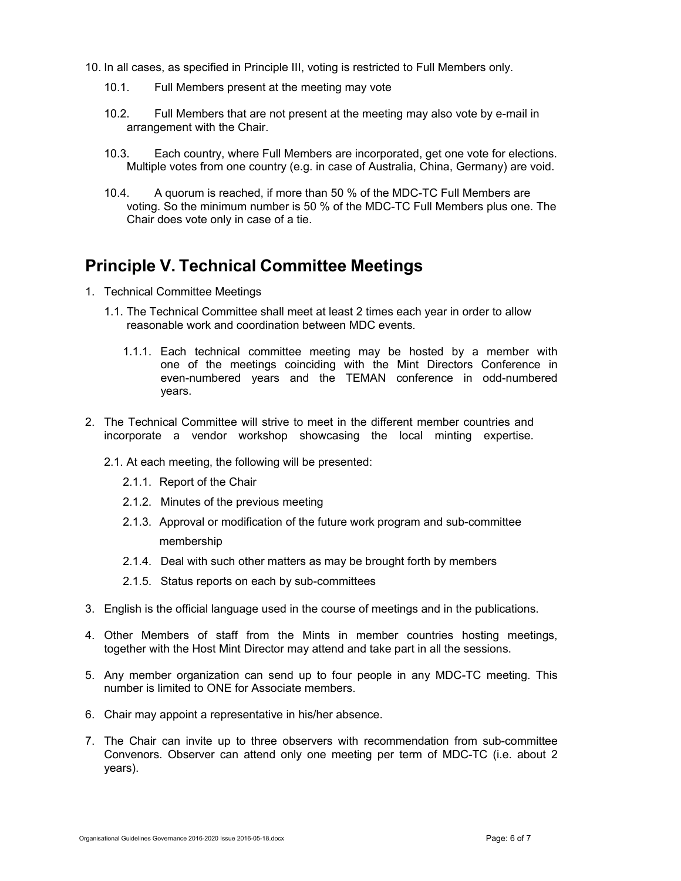10. In all cases, as specified in Principle III, voting is restricted to Full Members only.

    10.1. Full Members present at the meeting may vote

    10.2. Full Members that are not present at the meeting may also vote by e-mail in arrangement with the Chair.

    10.3. Each country, where Full Members are incorporated, get one vote for elections. Multiple votes from one country (e.g. in case of Australia, China, Germany) are void.

    10.4. A quorum is reached, if more than 50 % of the MDC-TC Full Members are voting. So the minimum number is 50 % of the MDC-TC Full Members plus one. The Chair does vote only in case of a tie.

## Principle V. Technical Committee Meetings

1. Technical Committee Meetings

   1.1. The Technical Committee shall meet at least 2 times each year in order to allow reasonable work and coordination between MDC events.

      1.1.1. Each technical committee meeting may be hosted by a member with one of the meetings coinciding with the Mint Directors Conference in even-numbered years and the TEMAN conference in odd-numbered years.

2. The Technical Committee will strive to meet in the different member countries and incorporate a vendor workshop showcasing the local minting expertise.

   2.1. At each meeting, the following will be presented:

      2.1.1. Report of the Chair

      2.1.2. Minutes of the previous meeting

      2.1.3. Approval or modification of the future work program and sub-committee membership

      2.1.4. Deal with such other matters as may be brought forth by members

      2.1.5. Status reports on each by sub-committees

3. English is the official language used in the course of meetings and in the publications.

4. Other Members of staff from the Mints in member countries hosting meetings, together with the Host Mint Director may attend and take part in all the sessions.

5. Any member organization can send up to four people in any MDC-TC meeting. This number is limited to ONE for Associate members.

6. Chair may appoint a representative in his/her absence.

7. The Chair can invite up to three observers with recommendation from sub-committee Convenors. Observer can attend only one meeting per term of MDC-TC (i.e. about 2 years).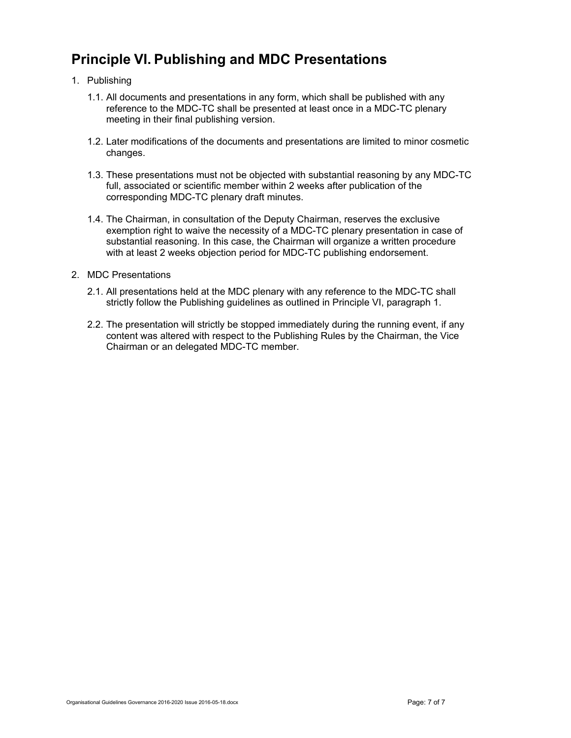## Principle VI. Publishing and MDC Presentations

1. Publishing

   1.1. All documents and presentations in any form, which shall be published with any reference to the MDC-TC shall be presented at least once in a MDC-TC plenary meeting in their final publishing version.

   1.2. Later modifications of the documents and presentations are limited to minor cosmetic changes.

   1.3. These presentations must not be objected with substantial reasoning by any MDC-TC full, associated or scientific member within 2 weeks after publication of the corresponding MDC-TC plenary draft minutes.

   1.4. The Chairman, in consultation of the Deputy Chairman, reserves the exclusive exemption right to waive the necessity of a MDC-TC plenary presentation in case of substantial reasoning. In this case, the Chairman will organize a written procedure with at least 2 weeks objection period for MDC-TC publishing endorsement.

2. MDC Presentations

   2.1. All presentations held at the MDC plenary with any reference to the MDC-TC shall strictly follow the Publishing guidelines as outlined in Principle VI, paragraph 1.

   2.2. The presentation will strictly be stopped immediately during the running event, if any content was altered with respect to the Publishing Rules by the Chairman, the Vice Chairman or an delegated MDC-TC member.